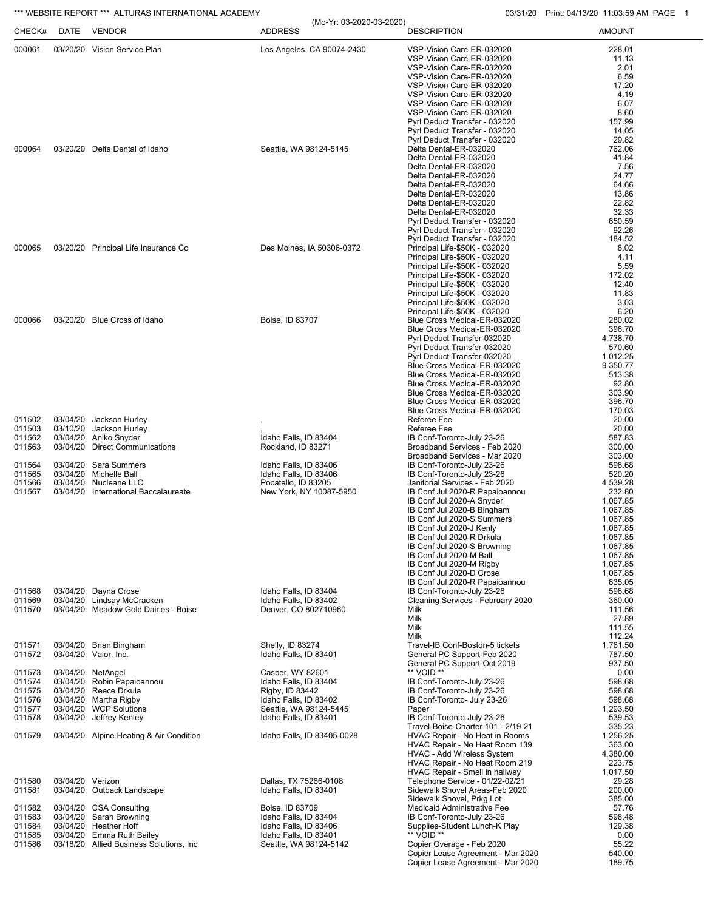*** WEBSITE REPORT *** ALTURAS INTERNATIONAL ACADEMY

(Mo-Yr: 03-2020-03-2020)

03/31/20 Print: 04/13/20 11:03:59 AM

| CHECK# | DATE | VENDOR | ADDRESS | DESCRIPTION | AMOUNT |
|---|---|---|---|---|---|
| 000061 | 03/20/20 | Vision Service Plan | Los Angeles, CA 90074-2430 | VSP-Vision Care-ER-032020 | 228.01 |
| | | | | VSP-Vision Care-ER-032020 | 11.13 |
| | | | | VSP-Vision Care-ER-032020 | 2.01 |
| | | | | VSP-Vision Care-ER-032020 | 6.59 |
| | | | | VSP-Vision Care-ER-032020 | 17.20 |
| | | | | VSP-Vision Care-ER-032020 | 4.19 |
| | | | | VSP-Vision Care-ER-032020 | 6.07 |
| | | | | VSP-Vision Care-ER-032020 | 8.60 |
| | | | | Pyrl Deduct Transfer - 032020 | 157.99 |
| | | | | Pyrl Deduct Transfer - 032020 | 14.05 |
| | | | | Pyrl Deduct Transfer - 032020 | 29.82 |
| 000064 | 03/20/20 | Delta Dental of Idaho | Seattle, WA 98124-5145 | Delta Dental-ER-032020 | 762.06 |
| | | | | Delta Dental-ER-032020 | 41.84 |
| | | | | Delta Dental-ER-032020 | 7.56 |
| | | | | Delta Dental-ER-032020 | 24.77 |
| | | | | Delta Dental-ER-032020 | 64.66 |
| | | | | Delta Dental-ER-032020 | 13.86 |
| | | | | Delta Dental-ER-032020 | 22.82 |
| | | | | Delta Dental-ER-032020 | 32.33 |
| | | | | Pyrl Deduct Transfer - 032020 | 650.59 |
| | | | | Pyrl Deduct Transfer - 032020 | 92.26 |
| | | | | Pyrl Deduct Transfer - 032020 | 184.52 |
| 000065 | 03/20/20 | Principal Life Insurance Co | Des Moines, IA 50306-0372 | Principal Life-$50K - 032020 | 8.02 |
| | | | | Principal Life-$50K - 032020 | 4.11 |
| | | | | Principal Life-$50K - 032020 | 5.59 |
| | | | | Principal Life-$50K - 032020 | 172.02 |
| | | | | Principal Life-$50K - 032020 | 12.40 |
| | | | | Principal Life-$50K - 032020 | 11.83 |
| | | | | Principal Life-$50K - 032020 | 3.03 |
| | | | | Principal Life-$50K - 032020 | 6.20 |
| 000066 | 03/20/20 | Blue Cross of Idaho | Boise, ID 83707 | Blue Cross Medical-ER-032020 | 280.02 |
| | | | | Blue Cross Medical-ER-032020 | 396.70 |
| | | | | Pyrl Deduct Transfer-032020 | 4,738.70 |
| | | | | Pyrl Deduct Transfer-032020 | 570.60 |
| | | | | Pyrl Deduct Transfer-032020 | 1,012.25 |
| | | | | Blue Cross Medical-ER-032020 | 9,350.77 |
| | | | | Blue Cross Medical-ER-032020 | 513.38 |
| | | | | Blue Cross Medical-ER-032020 | 92.80 |
| | | | | Blue Cross Medical-ER-032020 | 303.90 |
| | | | | Blue Cross Medical-ER-032020 | 396.70 |
| | | | | Blue Cross Medical-ER-032020 | 170.03 |
| 011502 | 03/04/20 | Jackson Hurley | , | Referee Fee | 20.00 |
| 011503 | 03/10/20 | Jackson Hurley | , | Referee Fee | 20.00 |
| 011562 | 03/04/20 | Aniko Snyder | Idaho Falls, ID 83404 | IB Conf-Toronto-July 23-26 | 587.83 |
| 011563 | 03/04/20 | Direct Communications | Rockland, ID 83271 | Broadband Services - Feb 2020 | 300.00 |
| | | | | Broadband Services - Mar 2020 | 303.00 |
| 011564 | 03/04/20 | Sara Summers | Idaho Falls, ID 83406 | IB Conf-Toronto-July 23-26 | 598.68 |
| 011565 | 03/04/20 | Michelle Ball | Idaho Falls, ID 83406 | IB Conf-Toronto-July 23-26 | 520.20 |
| 011566 | 03/04/20 | Nucleane LLC | Pocatello, ID 83205 | Janitorial Services - Feb 2020 | 4,539.28 |
| 011567 | 03/04/20 | International Baccalaureate | New York, NY 10087-5950 | IB Conf Jul 2020-R Papaioannou | 232.80 |
| | | | | IB Conf Jul 2020-A Snyder | 1,067.85 |
| | | | | IB Conf Jul 2020-B Bingham | 1,067.85 |
| | | | | IB Conf Jul 2020-S Summers | 1,067.85 |
| | | | | IB Conf Jul 2020-J Kenly | 1,067.85 |
| | | | | IB Conf Jul 2020-R Drkula | 1,067.85 |
| | | | | IB Conf Jul 2020-S Browning | 1,067.85 |
| | | | | IB Conf Jul 2020-M Ball | 1,067.85 |
| | | | | IB Conf Jul 2020-M Rigby | 1,067.85 |
| | | | | IB Conf Jul 2020-D Crose | 1,067.85 |
| | | | | IB Conf Jul 2020-R Papaioannou | 835.05 |
| 011568 | 03/04/20 | Dayna Crose | Idaho Falls, ID 83404 | IB Conf-Toronto-July 23-26 | 598.68 |
| 011569 | 03/04/20 | Lindsay McCracken | Idaho Falls, ID 83402 | Cleaning Services - February 2020 | 360.00 |
| 011570 | 03/04/20 | Meadow Gold Dairies - Boise | Denver, CO 802710960 | Milk | 111.56 |
| | | | | Milk | 27.89 |
| | | | | Milk | 111.55 |
| | | | | Milk | 112.24 |
| 011571 | 03/04/20 | Brian Bingham | Shelly, ID 83274 | Travel-IB Conf-Boston-5 tickets | 1,761.50 |
| 011572 | 03/04/20 | Valor, Inc. | Idaho Falls, ID 83401 | General PC Support-Feb 2020 | 787.50 |
| | | | | General PC Support-Oct 2019 | 937.50 |
| 011573 | 03/04/20 | NetAngel | Casper, WY 82601 | ** VOID ** | 0.00 |
| 011574 | 03/04/20 | Robin Papaioannou | Idaho Falls, ID 83404 | IB Conf-Toronto-July 23-26 | 598.68 |
| 011575 | 03/04/20 | Reece Drkula | Rigby, ID 83442 | IB Conf-Toronto-July 23-26 | 598.68 |
| 011576 | 03/04/20 | Martha Rigby | Idaho Falls, ID 83402 | IB Conf-Toronto- July 23-26 | 598.68 |
| 011577 | 03/04/20 | WCP Solutions | Seattle, WA 98124-5445 | Paper | 1,293.50 |
| 011578 | 03/04/20 | Jeffrey Kenley | Idaho Falls, ID 83401 | IB Conf-Toronto-July 23-26 | 539.53 |
| | | | | Travel-Boise-Charter 101 - 2/19-21 | 335.23 |
| 011579 | 03/04/20 | Alpine Heating & Air Condition | Idaho Falls, ID 83405-0028 | HVAC Repair - No Heat in Rooms | 1,256.25 |
| | | | | HVAC Repair - No Heat Room 139 | 363.00 |
| | | | | HVAC - Add Wireless System | 4,380.00 |
| | | | | HVAC Repair - No Heat Room 219 | 223.75 |
| | | | | HVAC Repair - Smell in hallway | 1,017.50 |
| 011580 | 03/04/20 | Verizon | Dallas, TX 75266-0108 | Telephone Service - 01/22-02/21 | 29.28 |
| 011581 | 03/04/20 | Outback Landscape | Idaho Falls, ID 83401 | Sidewalk Shovel Areas-Feb 2020 | 200.00 |
| | | | | Sidewalk Shovel, Prkg Lot | 385.00 |
| 011582 | 03/04/20 | CSA Consulting | Boise, ID 83709 | Medicaid Administrative Fee | 57.76 |
| 011583 | 03/04/20 | Sarah Browning | Idaho Falls, ID 83404 | IB Conf-Toronto-July 23-26 | 598.48 |
| 011584 | 03/04/20 | Heather Hoff | Idaho Falls, ID 83406 | Supplies-Student Lunch-K Play | 129.38 |
| 011585 | 03/04/20 | Emma Ruth Bailey | Idaho Falls, ID 83401 | ** VOID ** | 0.00 |
| 011586 | 03/18/20 | Allied Business Solutions, Inc | Seattle, WA 98124-5142 | Copier Overage - Feb 2020 | 55.22 |
| | | | | Copier Lease Agreement - Mar 2020 | 540.00 |
| | | | | Copier Lease Agreement - Mar 2020 | 189.75 |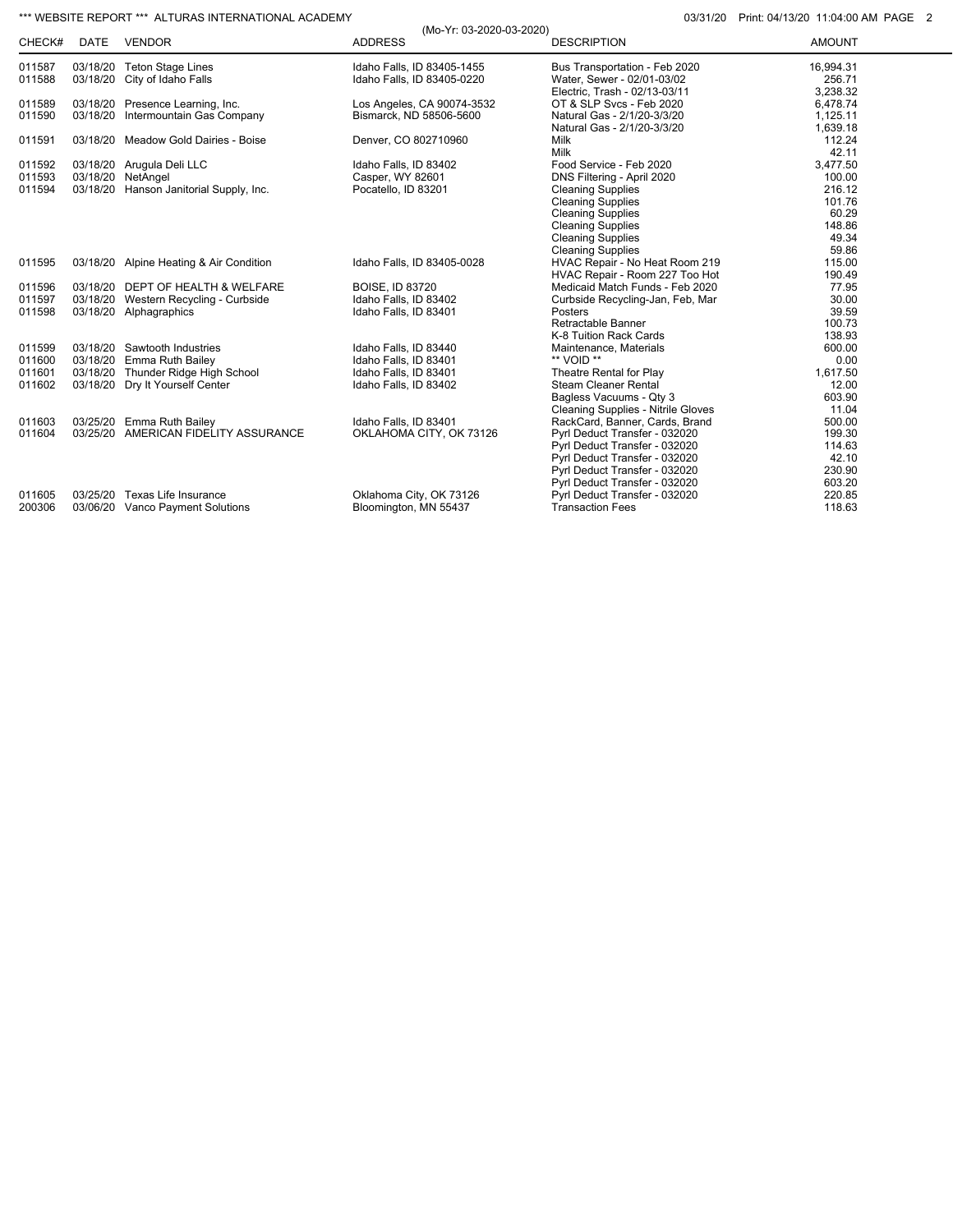| CHECK# | DATE | VENDOR | ADDRESS | DESCRIPTION | AMOUNT |
|---|---|---|---|---|---|
| 011587 | 03/18/20 | Teton Stage Lines | Idaho Falls, ID 83405-1455 | Bus Transportation - Feb 2020 | 16,994.31 |
| 011588 | 03/18/20 | City of Idaho Falls | Idaho Falls, ID 83405-0220 | Water, Sewer - 02/01-03/02 | 256.71 |
| | | | | Electric, Trash - 02/13-03/11 | 3,238.32 |
| 011589 | 03/18/20 | Presence Learning, Inc. | Los Angeles, CA 90074-3532 | OT & SLP Svcs - Feb 2020 | 6,478.74 |
| 011590 | 03/18/20 | Intermountain Gas Company | Bismarck, ND 58506-5600 | Natural Gas - 2/1/20-3/3/20 | 1,125.11 |
| | | | | Natural Gas - 2/1/20-3/3/20 | 1,639.18 |
| 011591 | 03/18/20 | Meadow Gold Dairies - Boise | Denver, CO 802710960 | Milk | 112.24 |
| | | | | Milk | 42.11 |
| 011592 | 03/18/20 | Arugula Deli LLC | Idaho Falls, ID 83402 | Food Service - Feb 2020 | 3,477.50 |
| 011593 | 03/18/20 | NetAngel | Casper, WY 82601 | DNS Filtering - April 2020 | 100.00 |
| 011594 | 03/18/20 | Hanson Janitorial Supply, Inc. | Pocatello, ID 83201 | Cleaning Supplies | 216.12 |
| | | | | Cleaning Supplies | 101.76 |
| | | | | Cleaning Supplies | 60.29 |
| | | | | Cleaning Supplies | 148.86 |
| | | | | Cleaning Supplies | 49.34 |
| | | | | Cleaning Supplies | 59.86 |
| 011595 | 03/18/20 | Alpine Heating & Air Condition | Idaho Falls, ID 83405-0028 | HVAC Repair - No Heat Room 219 | 115.00 |
| | | | | HVAC Repair - Room 227 Too Hot | 190.49 |
| 011596 | 03/18/20 | DEPT OF HEALTH & WELFARE | BOISE, ID 83720 | Medicaid Match Funds - Feb 2020 | 77.95 |
| 011597 | 03/18/20 | Western Recycling - Curbside | Idaho Falls, ID 83402 | Curbside Recycling-Jan, Feb, Mar | 30.00 |
| 011598 | 03/18/20 | Alphagraphics | Idaho Falls, ID 83401 | Posters | 39.59 |
| | | | | Retractable Banner | 100.73 |
| | | | | K-8 Tuition Rack Cards | 138.93 |
| 011599 | 03/18/20 | Sawtooth Industries | Idaho Falls, ID 83440 | Maintenance, Materials | 600.00 |
| 011600 | 03/18/20 | Emma Ruth Bailey | Idaho Falls, ID 83401 | ** VOID ** | 0.00 |
| 011601 | 03/18/20 | Thunder Ridge High School | Idaho Falls, ID 83401 | Theatre Rental for Play | 1,617.50 |
| 011602 | 03/18/20 | Dry It Yourself Center | Idaho Falls, ID 83402 | Steam Cleaner Rental | 12.00 |
| | | | | Bagless Vacuums - Qty 3 | 603.90 |
| | | | | Cleaning Supplies - Nitrile Gloves | 11.04 |
| 011603 | 03/25/20 | Emma Ruth Bailey | Idaho Falls, ID 83401 | RackCard, Banner, Cards, Brand | 500.00 |
| 011604 | 03/25/20 | AMERICAN FIDELITY ASSURANCE | OKLAHOMA CITY, OK 73126 | Pyrl Deduct Transfer - 032020 | 199.30 |
| | | | | Pyrl Deduct Transfer - 032020 | 114.63 |
| | | | | Pyrl Deduct Transfer - 032020 | 42.10 |
| | | | | Pyrl Deduct Transfer - 032020 | 230.90 |
| | | | | Pyrl Deduct Transfer - 032020 | 603.20 |
| 011605 | 03/25/20 | Texas Life Insurance | Oklahoma City, OK 73126 | Pyrl Deduct Transfer - 032020 | 220.85 |
| 200306 | 03/06/20 | Vanco Payment Solutions | Bloomington, MN 55437 | Transaction Fees | 118.63 |